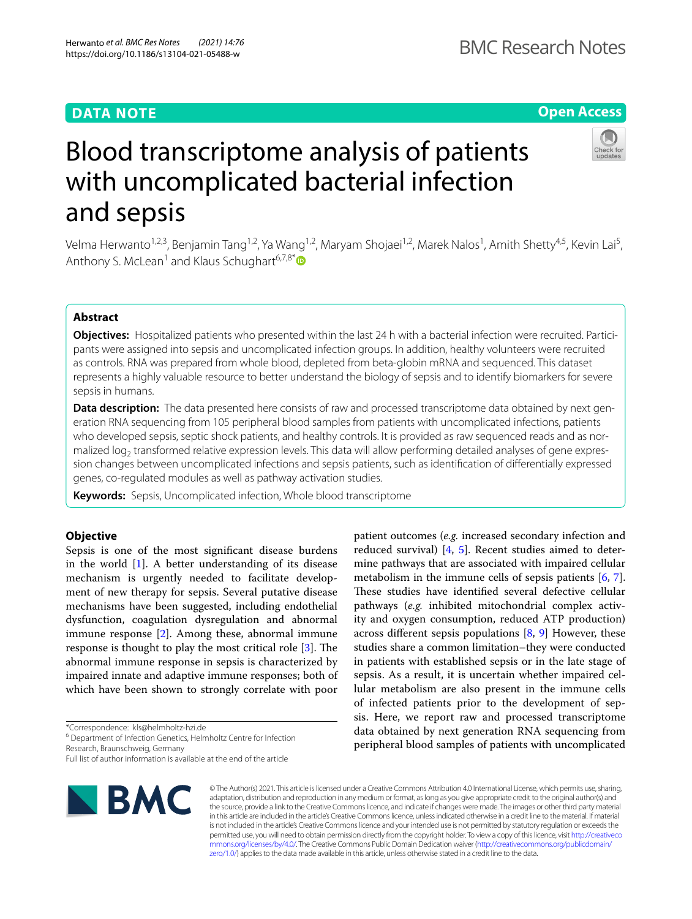DATA NOTE

Open Access

# Blood transcriptome analysis of patients with uncomplicated bacterial infection and sepsis

Velma Herwanto[1,2,3], Benjamin Tang[1,2], Ya Wang[1,2], Maryam Shojaei[1,2], Marek Nalos[1], Amith Shetty[4,5], Kevin Lai[5], Anthony S. McLean[1] and Klaus Schughart[6,7,8*]

## Abstract

**Objectives:** Hospitalized patients who presented within the last 24 h with a bacterial infection were recruited. Participants were assigned into sepsis and uncomplicated infection groups. In addition, healthy volunteers were recruited as controls. RNA was prepared from whole blood, depleted from beta-globin mRNA and sequenced. This dataset represents a highly valuable resource to better understand the biology of sepsis and to identify biomarkers for severe sepsis in humans.

**Data description:** The data presented here consists of raw and processed transcriptome data obtained by next generation RNA sequencing from 105 peripheral blood samples from patients with uncomplicated infections, patients who developed sepsis, septic shock patients, and healthy controls. It is provided as raw sequenced reads and as normalized $\log_2$ transformed relative expression levels. This data will allow performing detailed analyses of gene expression changes between uncomplicated infections and sepsis patients, such as identification of differentially expressed genes, co-regulated modules as well as pathway activation studies.

**Keywords:** Sepsis, Uncomplicated infection, Whole blood transcriptome

## Objective

Sepsis is one of the most significant disease burdens in the world [1]. A better understanding of its disease mechanism is urgently needed to facilitate development of new therapy for sepsis. Several putative disease mechanisms have been suggested, including endothelial dysfunction, coagulation dysregulation and abnormal immune response [2]. Among these, abnormal immune response is thought to play the most critical role [3]. The abnormal immune response in sepsis is characterized by impaired innate and adaptive immune responses; both of which have been shown to strongly correlate with poor patient outcomes (*e.g.* increased secondary infection and reduced survival) [4, 5]. Recent studies aimed to determine pathways that are associated with impaired cellular metabolism in the immune cells of sepsis patients [6, 7]. These studies have identified several defective cellular pathways (*e.g.* inhibited mitochondrial complex activity and oxygen consumption, reduced ATP production) across different sepsis populations [8, 9] However, these studies share a common limitation–they were conducted in patients with established sepsis or in the late stage of sepsis. As a result, it is uncertain whether impaired cellular metabolism are also present in the immune cells of infected patients prior to the development of sepsis. Here, we report raw and processed transcriptome data obtained by next generation RNA sequencing from peripheral blood samples of patients with uncomplicated

*Correspondence: kls@helmholtz-hzi.de
[6] Department of Infection Genetics, Helmholtz Centre for Infection Research, Braunschweig, Germany
Full list of author information is available at the end of the article

© The Author(s) 2021. This article is licensed under a Creative Commons Attribution 4.0 International License, which permits use, sharing, adaptation, distribution and reproduction in any medium or format, as long as you give appropriate credit to the original author(s) and the source, provide a link to the Creative Commons licence, and indicate if changes were made. The images or other third party material in this article are included in the article's Creative Commons licence, unless indicated otherwise in a credit line to the material. If material is not included in the article's Creative Commons licence and your intended use is not permitted by statutory regulation or exceeds the permitted use, you will need to obtain permission directly from the copyright holder. To view a copy of this licence, visit http://creativecommons.org/licenses/by/4.0/. The Creative Commons Public Domain Dedication waiver (http://creativecommons.org/publicdomain/zero/1.0/) applies to the data made available in this article, unless otherwise stated in a credit line to the data.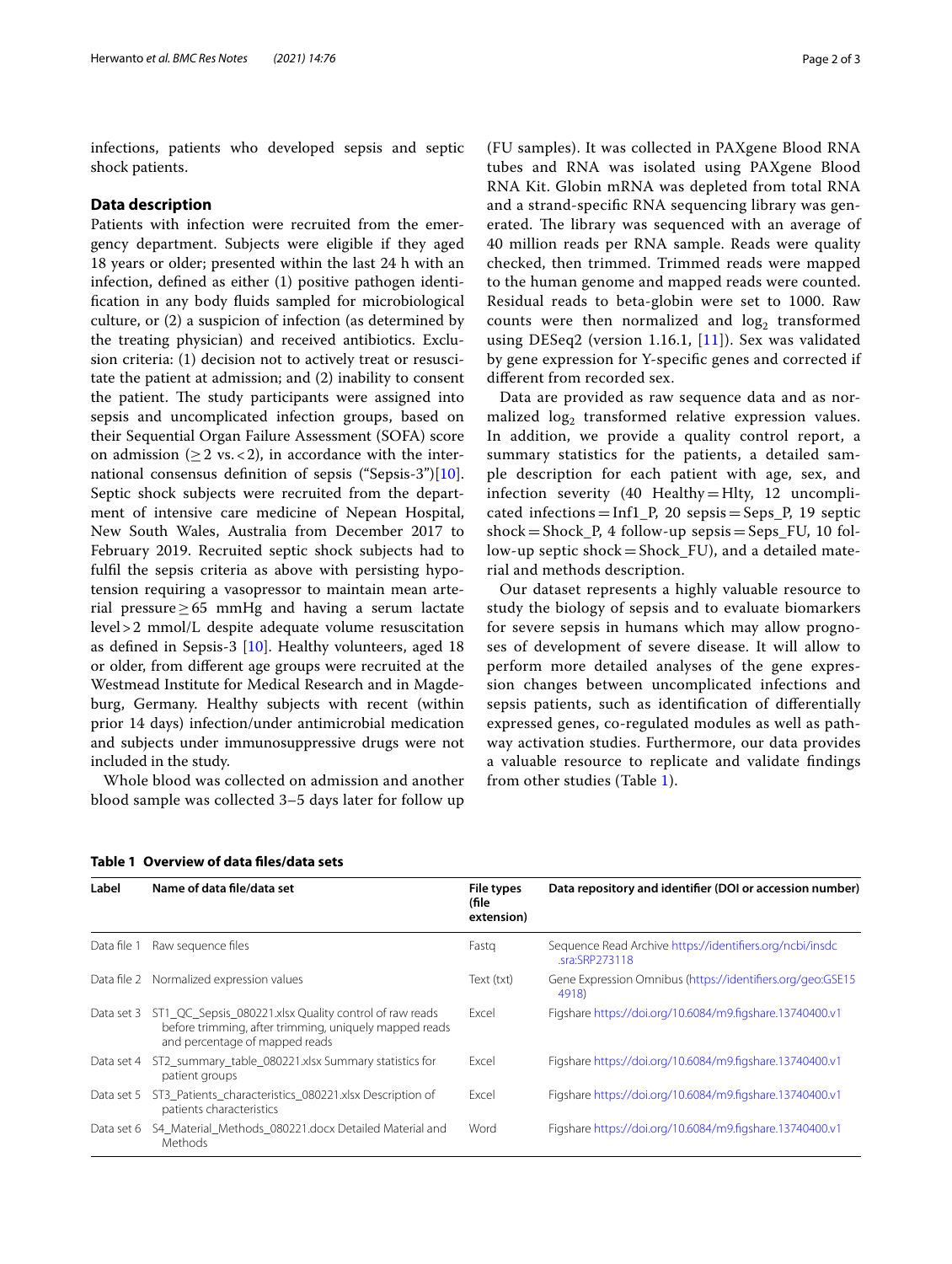infections, patients who developed sepsis and septic shock patients.

## Data description

Patients with infection were recruited from the emergency department. Subjects were eligible if they aged 18 years or older; presented within the last 24 h with an infection, defined as either (1) positive pathogen identification in any body fluids sampled for microbiological culture, or (2) a suspicion of infection (as determined by the treating physician) and received antibiotics. Exclusion criteria: (1) decision not to actively treat or resuscitate the patient at admission; and (2) inability to consent the patient. The study participants were assigned into sepsis and uncomplicated infection groups, based on their Sequential Organ Failure Assessment (SOFA) score on admission ($\geq 2$ vs. $< 2$), in accordance with the international consensus definition of sepsis ("Sepsis-3")[10]. Septic shock subjects were recruited from the department of intensive care medicine of Nepean Hospital, New South Wales, Australia from December 2017 to February 2019. Recruited septic shock subjects had to fulfil the sepsis criteria as above with persisting hypotension requiring a vasopressor to maintain mean arterial pressure $\geq 65$ mmHg and having a serum lactate level $> 2$ mmol/L despite adequate volume resuscitation as defined in Sepsis-3 [10]. Healthy volunteers, aged 18 or older, from different age groups were recruited at the Westmead Institute for Medical Research and in Magdeburg, Germany. Healthy subjects with recent (within prior 14 days) infection/under antimicrobial medication and subjects under immunosuppressive drugs were not included in the study.

Whole blood was collected on admission and another blood sample was collected 3–5 days later for follow up (FU samples). It was collected in PAXgene Blood RNA tubes and RNA was isolated using PAXgene Blood RNA Kit. Globin mRNA was depleted from total RNA and a strand-specific RNA sequencing library was generated. The library was sequenced with an average of 40 million reads per RNA sample. Reads were quality checked, then trimmed. Trimmed reads were mapped to the human genome and mapped reads were counted. Residual reads to beta-globin were set to 1000. Raw counts were then normalized and $\log_2$ transformed using DESeq2 (version 1.16.1, [11]). Sex was validated by gene expression for Y-specific genes and corrected if different from recorded sex.

Data are provided as raw sequence data and as normalized $\log_2$ transformed relative expression values. In addition, we provide a quality control report, a summary statistics for the patients, a detailed sample description for each patient with age, sex, and infection severity (40 Healthy = Hlty, 12 uncomplicated infections = Inf1_P, 20 sepsis = Seps_P, 19 septic shock = Shock_P, 4 follow-up sepsis = Seps_FU, 10 follow-up septic shock = Shock_FU), and a detailed material and methods description.

Our dataset represents a highly valuable resource to study the biology of sepsis and to evaluate biomarkers for severe sepsis in humans which may allow prognoses of development of severe disease. It will allow to perform more detailed analyses of the gene expression changes between uncomplicated infections and sepsis patients, such as identification of differentially expressed genes, co-regulated modules as well as pathway activation studies. Furthermore, our data provides a valuable resource to replicate and validate findings from other studies (Table 1).

**Table 1 Overview of data files/data sets**

| Label | Name of data file/data set | File types (file extension) | Data repository and identifier (DOI or accession number) |
|---|---|---|---|
| Data file 1 | Raw sequence files | Fastq | Sequence Read Archive https://identifiers.org/ncbi/insdc.sra:SRP273118 |
| Data file 2 | Normalized expression values | Text (txt) | Gene Expression Omnibus (https://identifiers.org/geo:GSE154918) |
| Data set 3 | ST1_QC_Sepsis_080221.xlsx Quality control of raw reads before trimming, after trimming, uniquely mapped reads and percentage of mapped reads | Excel | Figshare https://doi.org/10.6084/m9.figshare.13740400.v1 |
| Data set 4 | ST2_summary_table_080221.xlsx Summary statistics for patient groups | Excel | Figshare https://doi.org/10.6084/m9.figshare.13740400.v1 |
| Data set 5 | ST3_Patients_characteristics_080221.xlsx Description of patients characteristics | Excel | Figshare https://doi.org/10.6084/m9.figshare.13740400.v1 |
| Data set 6 | S4_Material_Methods_080221.docx Detailed Material and Methods | Word | Figshare https://doi.org/10.6084/m9.figshare.13740400.v1 |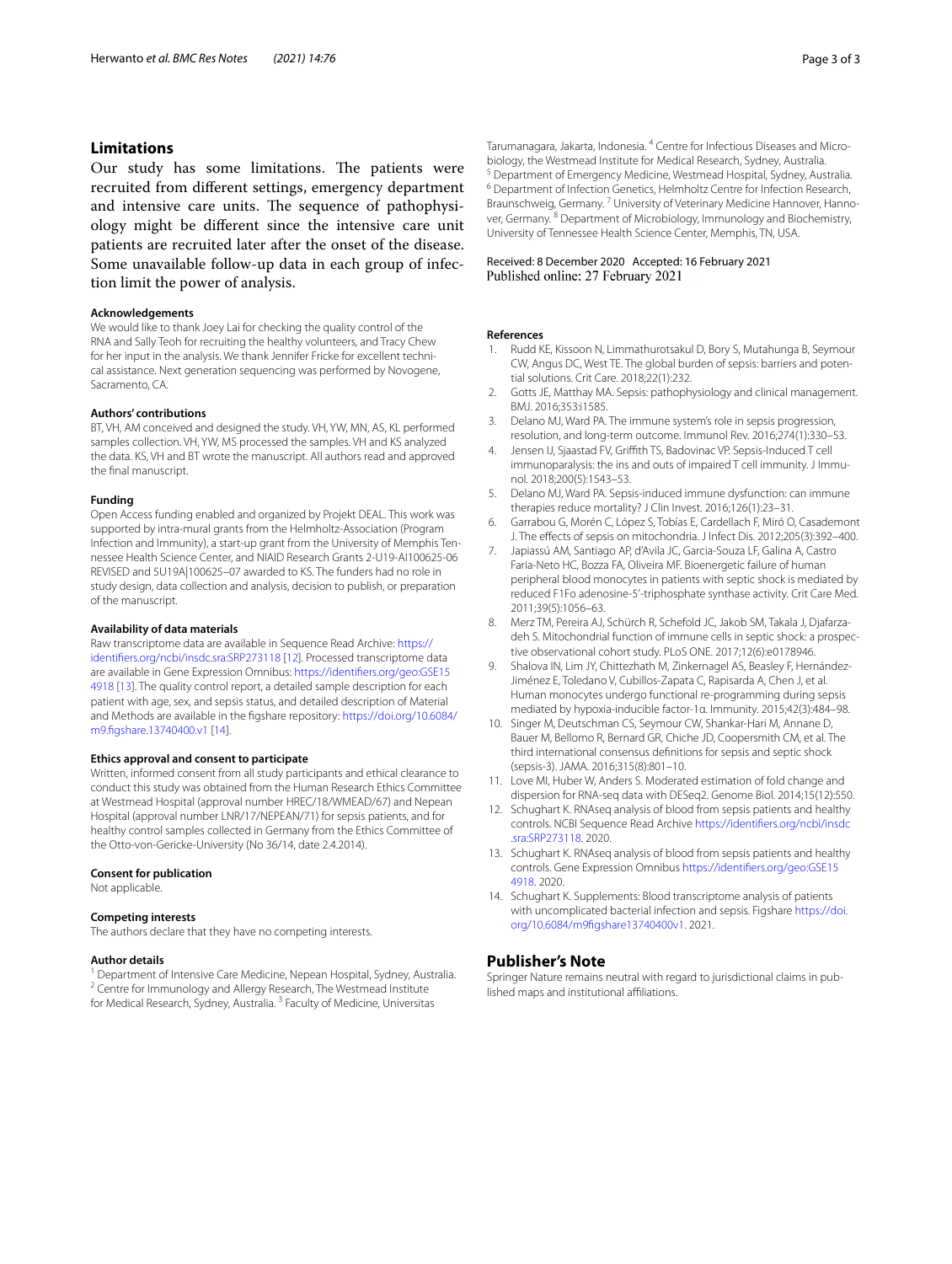## Limitations

Our study has some limitations. The patients were recruited from different settings, emergency department and intensive care units. The sequence of pathophysiology might be different since the intensive care unit patients are recruited later after the onset of the disease. Some unavailable follow-up data in each group of infection limit the power of analysis.

#### Acknowledgements

We would like to thank Joey Lai for checking the quality control of the RNA and Sally Teoh for recruiting the healthy volunteers, and Tracy Chew for her input in the analysis. We thank Jennifer Fricke for excellent technical assistance. Next generation sequencing was performed by Novogene, Sacramento, CA.

#### Authors' contributions

BT, VH, AM conceived and designed the study. VH, YW, MN, AS, KL performed samples collection. VH, YW, MS processed the samples. VH and KS analyzed the data. KS, VH and BT wrote the manuscript. All authors read and approved the final manuscript.

#### Funding

Open Access funding enabled and organized by Projekt DEAL. This work was supported by intra-mural grants from the Helmholtz-Association (Program Infection and Immunity), a start-up grant from the University of Memphis Tennessee Health Science Center, and NIAID Research Grants 2-U19-AI100625-06 REVISED and 5U19A|100625–07 awarded to KS. The funders had no role in study design, data collection and analysis, decision to publish, or preparation of the manuscript.

#### Availability of data materials

Raw transcriptome data are available in Sequence Read Archive: https://identifiers.org/ncbi/insdc.sra:SRP273118 [12]. Processed transcriptome data are available in Gene Expression Omnibus: https://identifiers.org/geo:GSE154918 [13]. The quality control report, a detailed sample description for each patient with age, sex, and sepsis status, and detailed description of Material and Methods are available in the figshare repository: https://doi.org/10.6084/m9.figshare.13740400.v1 [14].

#### Ethics approval and consent to participate

Written, informed consent from all study participants and ethical clearance to conduct this study was obtained from the Human Research Ethics Committee at Westmead Hospital (approval number HREC/18/WMEAD/67) and Nepean Hospital (approval number LNR/17/NEPEAN/71) for sepsis patients, and for healthy control samples collected in Germany from the Ethics Committee of the Otto-von-Gericke-University (No 36/14, date 2.4.2014).

#### Consent for publication

Not applicable.

#### Competing interests

The authors declare that they have no competing interests.

#### Author details

[1] Department of Intensive Care Medicine, Nepean Hospital, Sydney, Australia. [2] Centre for Immunology and Allergy Research, The Westmead Institute for Medical Research, Sydney, Australia. [3] Faculty of Medicine, Universitas Tarumanagara, Jakarta, Indonesia. [4] Centre for Infectious Diseases and Microbiology, the Westmead Institute for Medical Research, Sydney, Australia. [5] Department of Emergency Medicine, Westmead Hospital, Sydney, Australia. [6] Department of Infection Genetics, Helmholtz Centre for Infection Research, Braunschweig, Germany. [7] University of Veterinary Medicine Hannover, Hannover, Germany. [8] Department of Microbiology, Immunology and Biochemistry, University of Tennessee Health Science Center, Memphis, TN, USA.

Received: 8 December 2020 Accepted: 16 February 2021
Published online: 27 February 2021

#### References

1. Rudd KE, Kissoon N, Limmathurotsakul D, Bory S, Mutahunga B, Seymour CW, Angus DC, West TE. The global burden of sepsis: barriers and potential solutions. Crit Care. 2018;22(1):232.
2. Gotts JE, Matthay MA. Sepsis: pathophysiology and clinical management. BMJ. 2016;353:i1585.
3. Delano MJ, Ward PA. The immune system's role in sepsis progression, resolution, and long-term outcome. Immunol Rev. 2016;274(1):330–53.
4. Jensen IJ, Sjaastad FV, Griffith TS, Badovinac VP. Sepsis-Induced T cell immunoparalysis: the ins and outs of impaired T cell immunity. J Immunol. 2018;200(5):1543–53.
5. Delano MJ, Ward PA. Sepsis-induced immune dysfunction: can immune therapies reduce mortality? J Clin Invest. 2016;126(1):23–31.
6. Garrabou G, Morén C, López S, Tobías E, Cardellach F, Miró O, Casademont J. The effects of sepsis on mitochondria. J Infect Dis. 2012;205(3):392–400.
7. Japiassú AM, Santiago AP, d'Avila JC, Garcia-Souza LF, Galina A, Castro Faria-Neto HC, Bozza FA, Oliveira MF. Bioenergetic failure of human peripheral blood monocytes in patients with septic shock is mediated by reduced F1Fo adenosine-5′-triphosphate synthase activity. Crit Care Med. 2011;39(5):1056–63.
8. Merz TM, Pereira AJ, Schürch R, Schefold JC, Jakob SM, Takala J, Djafarzadeh S. Mitochondrial function of immune cells in septic shock: a prospective observational cohort study. PLoS ONE. 2017;12(6):e0178946.
9. Shalova IN, Lim JY, Chittezhath M, Zinkernagel AS, Beasley F, Hernández-Jiménez E, Toledano V, Cubillos-Zapata C, Rapisarda A, Chen J, et al. Human monocytes undergo functional re-programming during sepsis mediated by hypoxia-inducible factor-1α. Immunity. 2015;42(3):484–98.
10. Singer M, Deutschman CS, Seymour CW, Shankar-Hari M, Annane D, Bauer M, Bellomo R, Bernard GR, Chiche JD, Coopersmith CM, et al. The third international consensus definitions for sepsis and septic shock (sepsis-3). JAMA. 2016;315(8):801–10.
11. Love MI, Huber W, Anders S. Moderated estimation of fold change and dispersion for RNA-seq data with DESeq2. Genome Biol. 2014;15(12):550.
12. Schughart K. RNAseq analysis of blood from sepsis patients and healthy controls. NCBI Sequence Read Archive https://identifiers.org/ncbi/insdc.sra:SRP273118. 2020.
13. Schughart K. RNAseq analysis of blood from sepsis patients and healthy controls. Gene Expression Omnibus https://identifiers.org/geo:GSE154918. 2020.
14. Schughart K. Supplements: Blood transcriptome analysis of patients with uncomplicated bacterial infection and sepsis. Figshare https://doi.org/10.6084/m9figshare13740400v1. 2021.

## Publisher's Note

Springer Nature remains neutral with regard to jurisdictional claims in published maps and institutional affiliations.